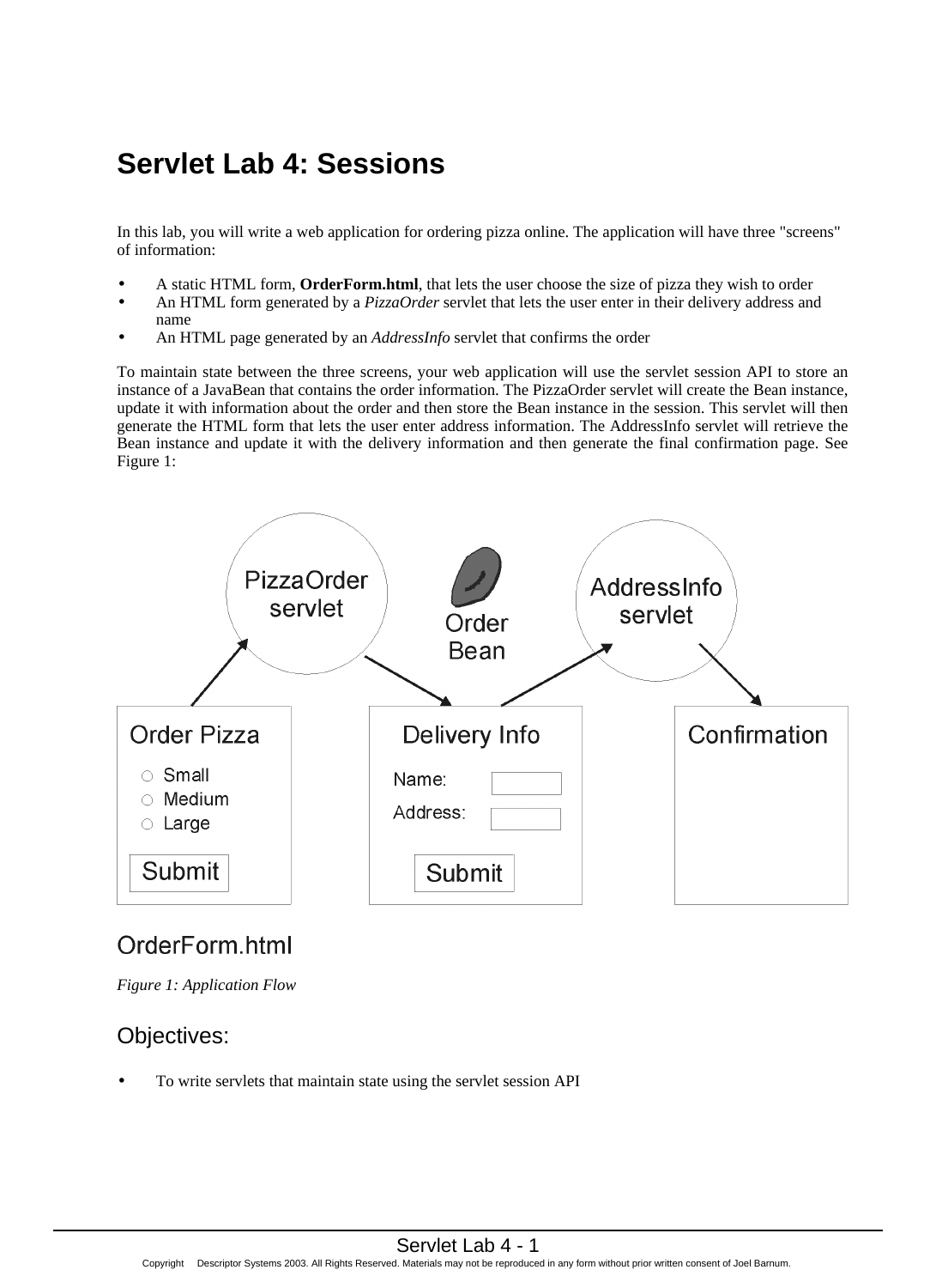# Servlet Lab 4: Sessions

In this lab, you will write a web application for ordering pizza online. The application will have three "screens" of information:

- A static HTML form, **OrderForm.html**, that lets the user choose the size of pizza they wish to order
- An HTML form generated by a *PizzaOrder* servlet that lets the user enter in their delivery address and name
- An HTML page generated by an *AddressInfo* servlet that confirms the order

To maintain state between the three screens, your web application will use the servlet session API to store an instance of a JavaBean that contains the order information. The PizzaOrder servlet will create the Bean instance, update it with information about the order and then store the Bean instance in the session. This servlet will then generate the HTML form that lets the user enter address information. The AddressInfo servlet will retrieve the Bean instance and update it with the delivery information and then generate the final confirmation page. See Figure 1:

PizzaOrder servlet

Order Bean

AddressInfo servlet

Order Pizza
- Small
- Medium
- Large

Submit

Delivery Info

Name:

Address:

Submit

Confirmation

OrderForm.html

*Figure 1: Application Flow*

## Objectives:

- To write servlets that maintain state using the servlet session API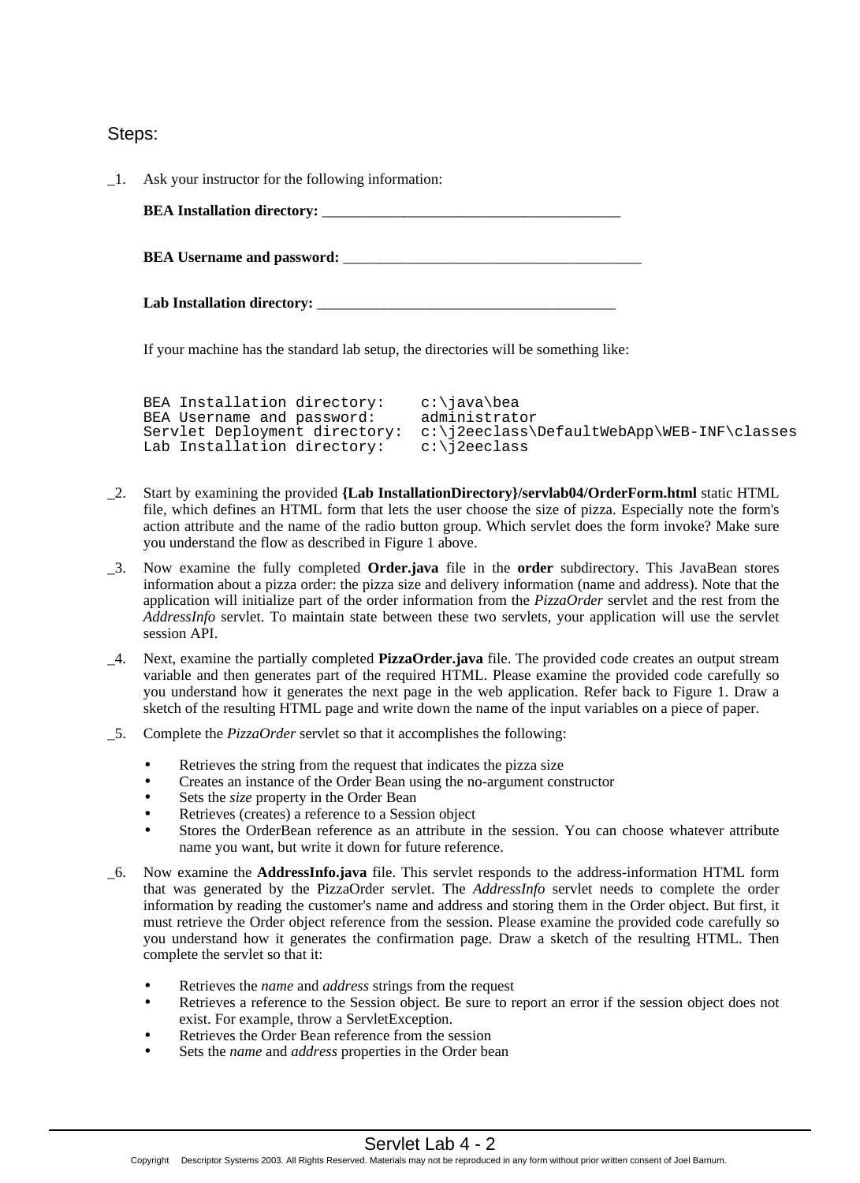Steps:

_1. Ask your instructor for the following information:

**BEA Installation directory:** ________________________________________

**BEA Username and password:** ________________________________________

**Lab Installation directory:** ________________________________________

If your machine has the standard lab setup, the directories will be something like:

```
BEA Installation directory:    c:\java\bea
BEA Username and password:     administrator
Servlet Deployment directory:  c:\j2eeclass\DefaultWebApp\WEB-INF\classes
Lab Installation directory:    c:\j2eeclass
```

_2. Start by examining the provided **{Lab InstallationDirectory}/servlab04/OrderForm.html** static HTML file, which defines an HTML form that lets the user choose the size of pizza. Especially note the form's action attribute and the name of the radio button group. Which servlet does the form invoke? Make sure you understand the flow as described in Figure 1 above.

_3. Now examine the fully completed **Order.java** file in the **order** subdirectory. This JavaBean stores information about a pizza order: the pizza size and delivery information (name and address). Note that the application will initialize part of the order information from the *PizzaOrder* servlet and the rest from the *AddressInfo* servlet. To maintain state between these two servlets, your application will use the servlet session API.

_4. Next, examine the partially completed **PizzaOrder.java** file. The provided code creates an output stream variable and then generates part of the required HTML. Please examine the provided code carefully so you understand how it generates the next page in the web application. Refer back to Figure 1. Draw a sketch of the resulting HTML page and write down the name of the input variables on a piece of paper.

_5. Complete the *PizzaOrder* servlet so that it accomplishes the following:

- Retrieves the string from the request that indicates the pizza size
- Creates an instance of the Order Bean using the no-argument constructor
- Sets the *size* property in the Order Bean
- Retrieves (creates) a reference to a Session object
- Stores the OrderBean reference as an attribute in the session. You can choose whatever attribute name you want, but write it down for future reference.

_6. Now examine the **AddressInfo.java** file. This servlet responds to the address-information HTML form that was generated by the PizzaOrder servlet. The *AddressInfo* servlet needs to complete the order information by reading the customer's name and address and storing them in the Order object. But first, it must retrieve the Order object reference from the session. Please examine the provided code carefully so you understand how it generates the confirmation page. Draw a sketch of the resulting HTML. Then complete the servlet so that it:

- Retrieves the *name* and *address* strings from the request
- Retrieves a reference to the Session object. Be sure to report an error if the session object does not exist. For example, throw a ServletException.
- Retrieves the Order Bean reference from the session
- Sets the *name* and *address* properties in the Order bean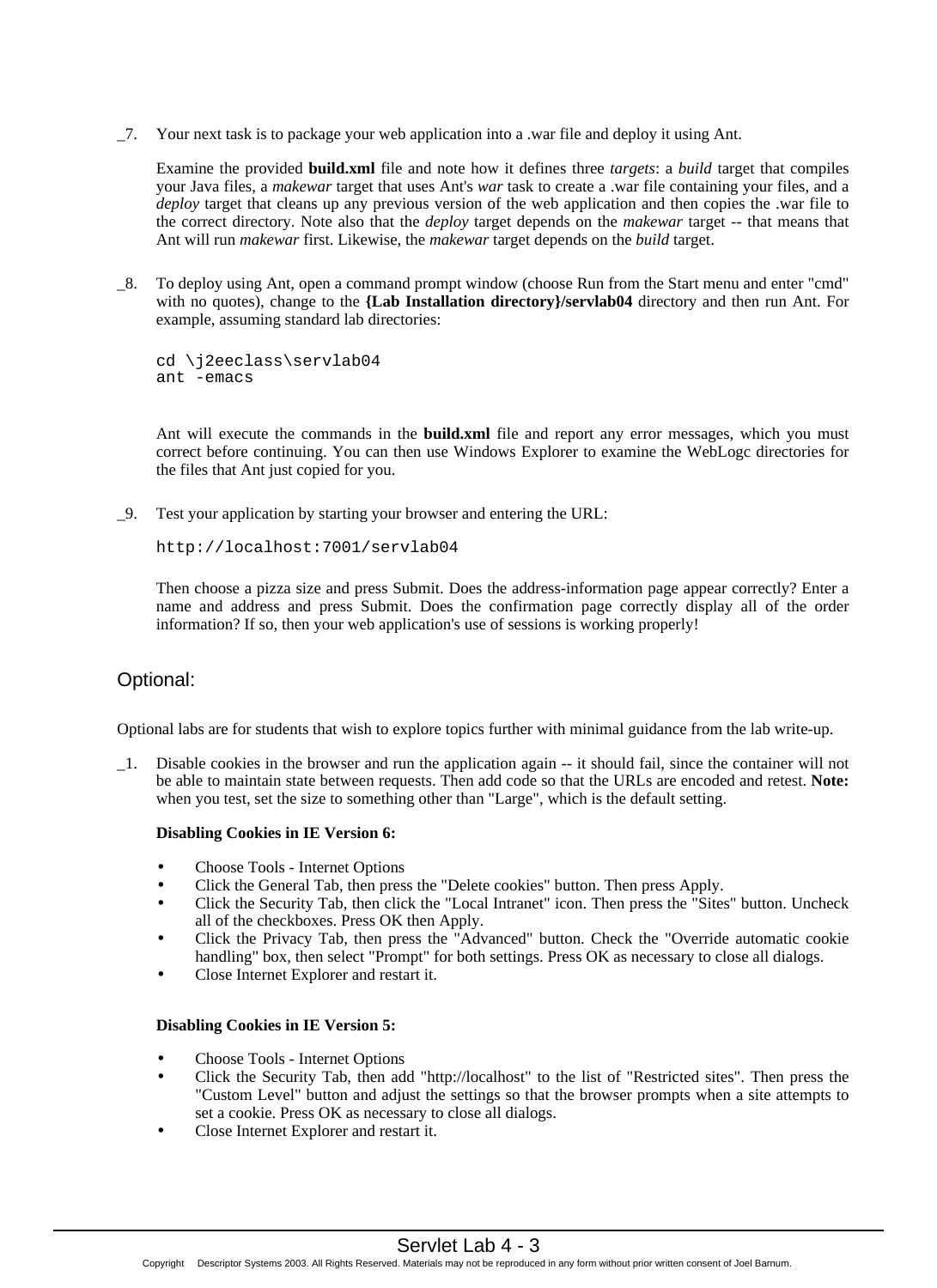_7. Your next task is to package your web application into a .war file and deploy it using Ant.

Examine the provided **build.xml** file and note how it defines three *targets*: a *build* target that compiles your Java files, a *makewar* target that uses Ant's *war* task to create a .war file containing your files, and a *deploy* target that cleans up any previous version of the web application and then copies the .war file to the correct directory. Note also that the *deploy* target depends on the *makewar* target -- that means that Ant will run *makewar* first. Likewise, the *makewar* target depends on the *build* target.

_8. To deploy using Ant, open a command prompt window (choose Run from the Start menu and enter "cmd" with no quotes), change to the **{Lab Installation directory}/servlab04** directory and then run Ant. For example, assuming standard lab directories:

```
cd \j2eeclass\servlab04
ant -emacs
```

Ant will execute the commands in the **build.xml** file and report any error messages, which you must correct before continuing. You can then use Windows Explorer to examine the WebLogc directories for the files that Ant just copied for you.

_9. Test your application by starting your browser and entering the URL:

```
http://localhost:7001/servlab04
```

Then choose a pizza size and press Submit. Does the address-information page appear correctly? Enter a name and address and press Submit. Does the confirmation page correctly display all of the order information? If so, then your web application's use of sessions is working properly!

## Optional:

Optional labs are for students that wish to explore topics further with minimal guidance from the lab write-up.

_1. Disable cookies in the browser and run the application again -- it should fail, since the container will not be able to maintain state between requests. Then add code so that the URLs are encoded and retest. **Note:** when you test, set the size to something other than "Large", which is the default setting.

**Disabling Cookies in IE Version 6:**

- Choose Tools - Internet Options
- Click the General Tab, then press the "Delete cookies" button. Then press Apply.
- Click the Security Tab, then click the "Local Intranet" icon. Then press the "Sites" button. Uncheck all of the checkboxes. Press OK then Apply.
- Click the Privacy Tab, then press the "Advanced" button. Check the "Override automatic cookie handling" box, then select "Prompt" for both settings. Press OK as necessary to close all dialogs.
- Close Internet Explorer and restart it.

**Disabling Cookies in IE Version 5:**

- Choose Tools - Internet Options
- Click the Security Tab, then add "http://localhost" to the list of "Restricted sites". Then press the "Custom Level" button and adjust the settings so that the browser prompts when a site attempts to set a cookie. Press OK as necessary to close all dialogs.
- Close Internet Explorer and restart it.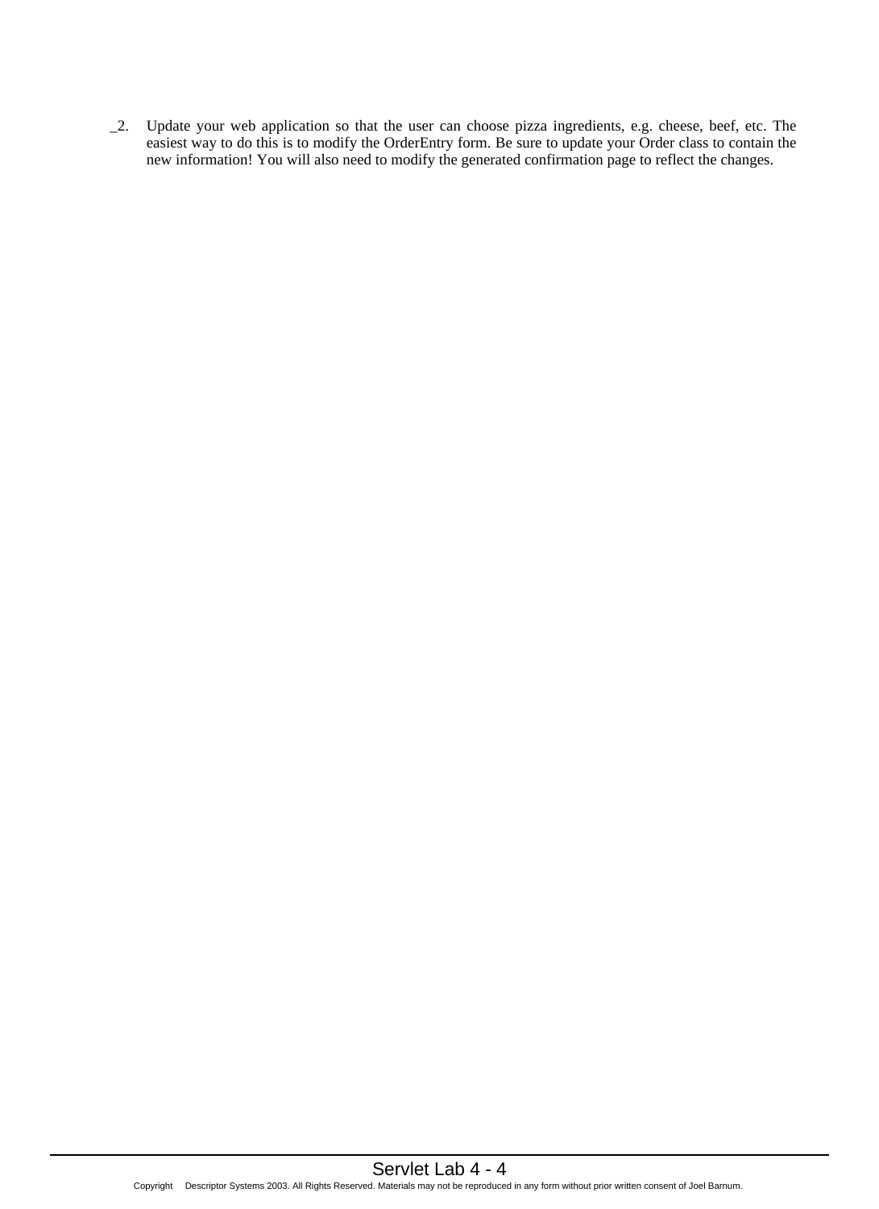_2. Update your web application so that the user can choose pizza ingredients, e.g. cheese, beef, etc. The easiest way to do this is to modify the OrderEntry form. Be sure to update your Order class to contain the new information! You will also need to modify the generated confirmation page to reflect the changes.